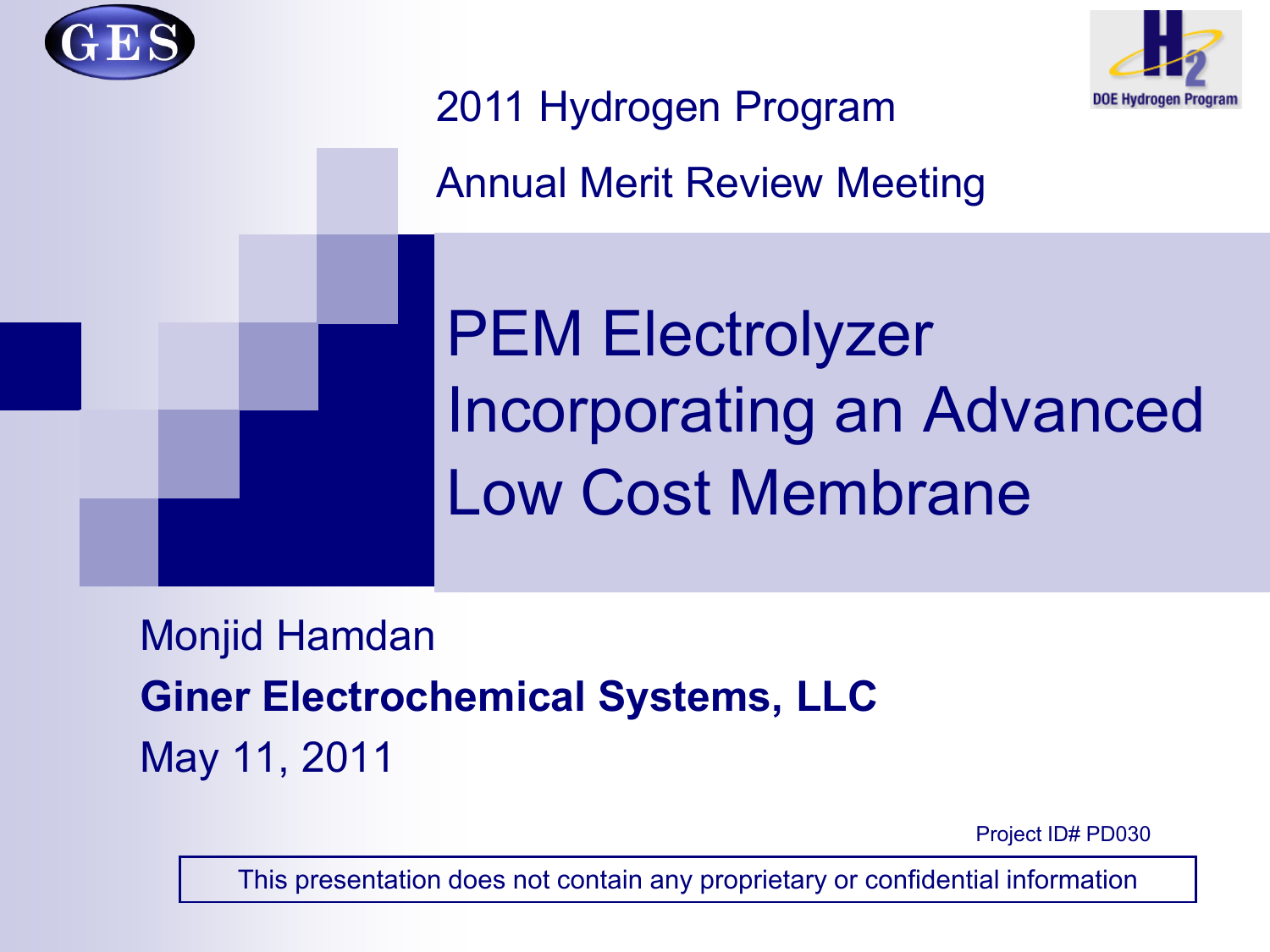GES

2011 Hydrogen Program

Annual Merit Review Meeting

DOE Hydrogen Program

# PEM Electrolyzer Incorporating an Advanced Low Cost Membrane

Monjid Hamdan

**Giner Electrochemical Systems, LLC**

May 11, 2011

Project ID# PD030

This presentation does not contain any proprietary or confidential information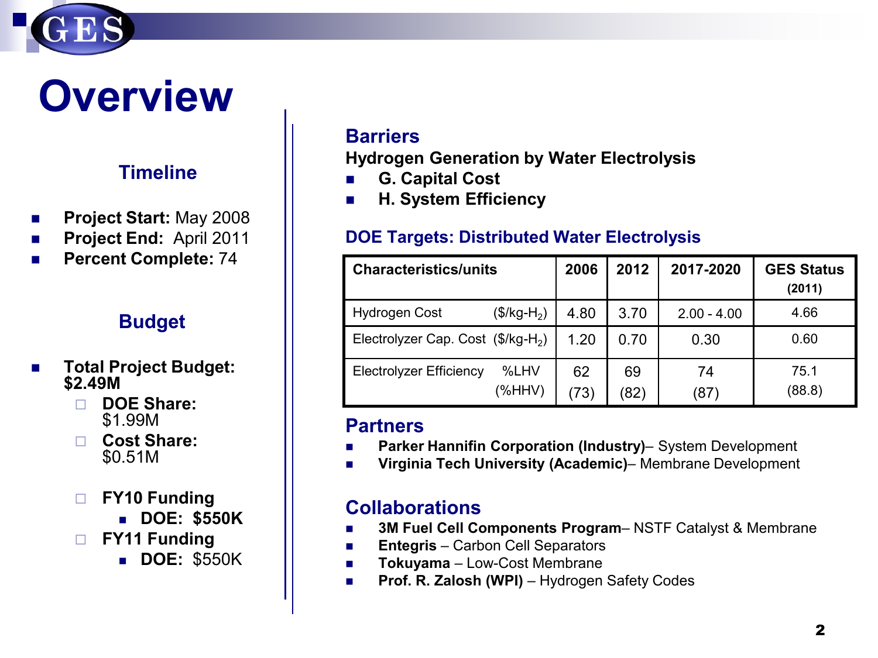# Overview

## Timeline

- **Project Start:** May 2008
- **Project End:** April 2011
- **Percent Complete:** 74

## Budget

- **Total Project Budget: $2.49M**
  - **DOE Share:** $1.99M
  - **Cost Share:** $0.51M
  - **FY10 Funding**
    - **DOE: $550K**
  - **FY11 Funding**
    - **DOE:** $550K

## Barriers

**Hydrogen Generation by Water Electrolysis**

- **G. Capital Cost**
- **H. System Efficiency**

## DOE Targets: Distributed Water Electrolysis

| **Characteristics/units** | | **2006** | **2012** | **2017-2020** | **GES Status (2011)** |
|---|---|---|---|---|---|
| Hydrogen Cost | ($/kg-$H_2$) | 4.80 | 3.70 | 2.00 - 4.00 | 4.66 |
| Electrolyzer Cap. Cost | ($/kg-$H_2$) | 1.20 | 0.70 | 0.30 | 0.60 |
| Electrolyzer Efficiency | %LHV (%HHV) | 62 (73) | 69 (82) | 74 (87) | 75.1 (88.8) |

## Partners

- **Parker Hannifin Corporation (Industry)**– System Development
- **Virginia Tech University (Academic)**– Membrane Development

## Collaborations

- **3M Fuel Cell Components Program**– NSTF Catalyst & Membrane
- **Entegris** – Carbon Cell Separators
- **Tokuyama** – Low-Cost Membrane
- **Prof. R. Zalosh (WPI)** – Hydrogen Safety Codes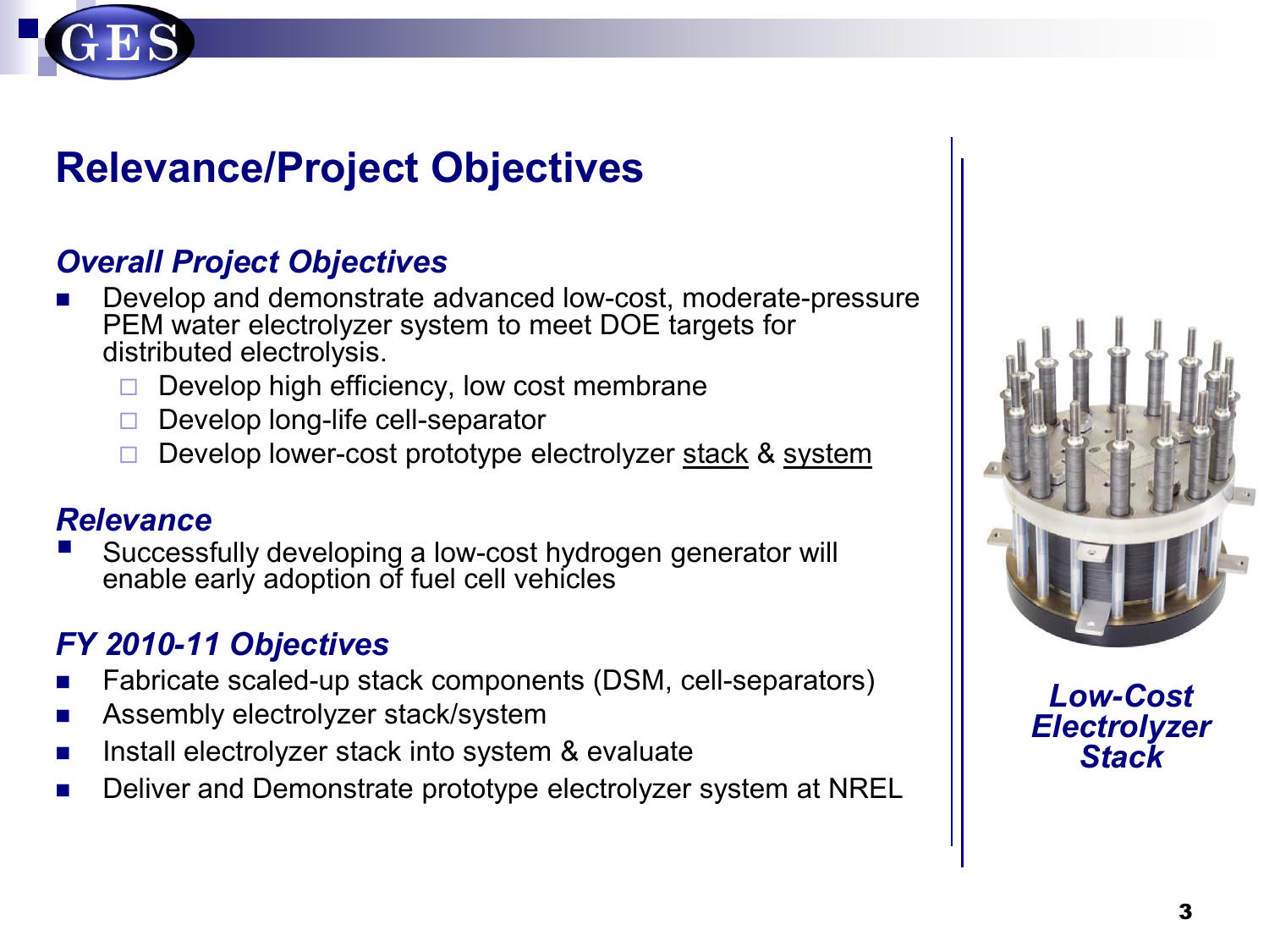# Relevance/Project Objectives

### *Overall Project Objectives*

- Develop and demonstrate advanced low-cost, moderate-pressure PEM water electrolyzer system to meet DOE targets for distributed electrolysis.
  - Develop high efficiency, low cost membrane
  - Develop long-life cell-separator
  - Develop lower-cost prototype electrolyzer stack & system

### *Relevance*

- Successfully developing a low-cost hydrogen generator will enable early adoption of fuel cell vehicles

### *FY 2010-11 Objectives*

- Fabricate scaled-up stack components (DSM, cell-separators)
- Assembly electrolyzer stack/system
- Install electrolyzer stack into system & evaluate
- Deliver and Demonstrate prototype electrolyzer system at NREL

***Low-Cost Electrolyzer Stack***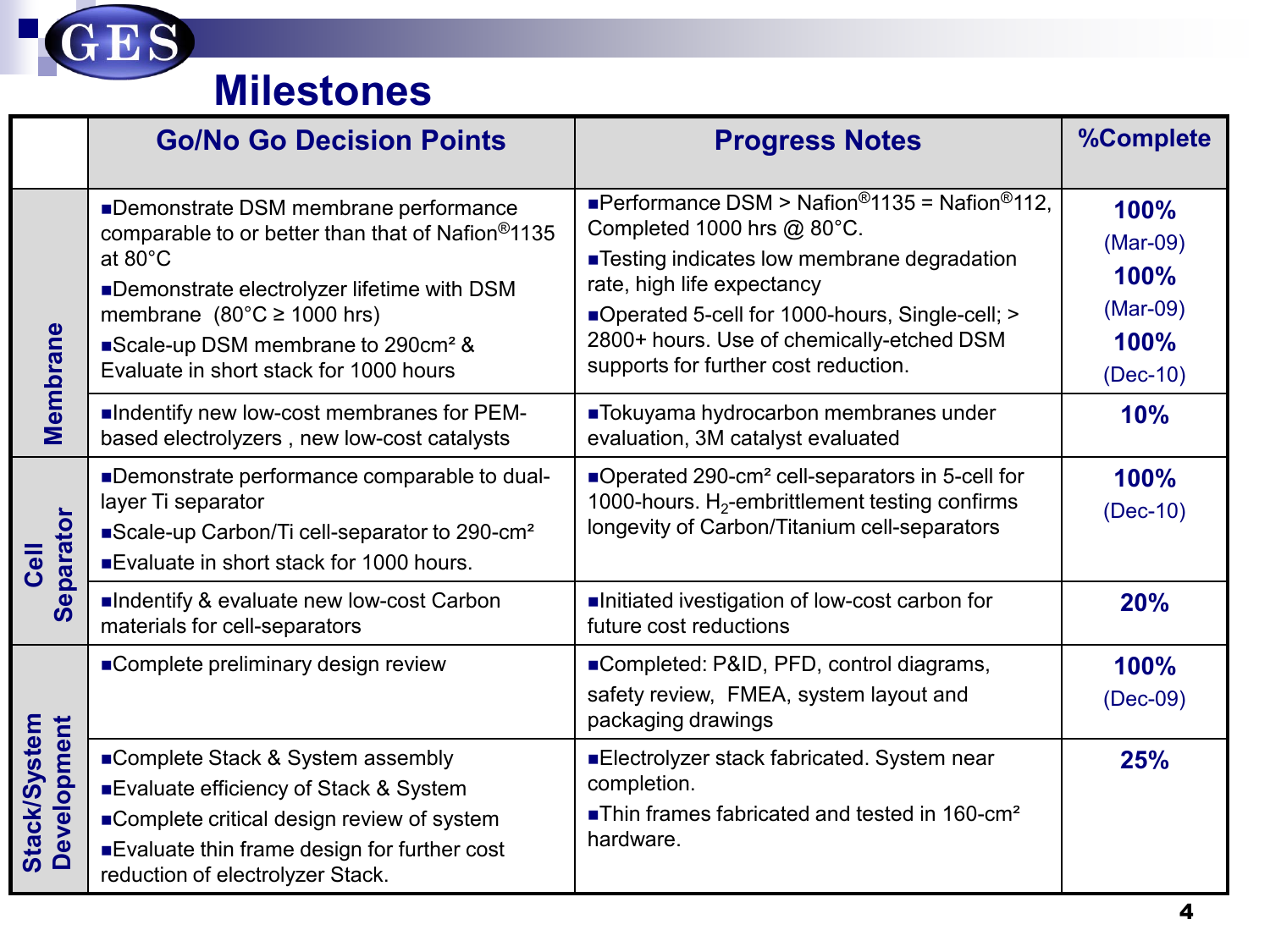# Milestones

| | Go/No Go Decision Points | Progress Notes | %Complete |
|---|---|---|---|
| Membrane | ■Demonstrate DSM membrane performance comparable to or better than that of Nafion®1135 at 80°C<br>■Demonstrate electrolyzer lifetime with DSM membrane (80°C ≥ 1000 hrs)<br>■Scale-up DSM membrane to 290cm² & Evaluate in short stack for 1000 hours | ■Performance DSM > Nafion®1135 = Nafion®112, Completed 1000 hrs @ 80°C.<br>■Testing indicates low membrane degradation rate, high life expectancy<br>■Operated 5-cell for 1000-hours, Single-cell; > 2800+ hours. Use of chemically-etched DSM supports for further cost reduction. | **100%** (Mar-09)<br>**100%** (Mar-09)<br>**100%** (Dec-10) |
| Membrane | ■Indentify new low-cost membranes for PEM-based electrolyzers , new low-cost catalysts | ■Tokuyama hydrocarbon membranes under evaluation, 3M catalyst evaluated | **10%** |
| Cell Separator | ■Demonstrate performance comparable to dual-layer Ti separator<br>■Scale-up Carbon/Ti cell-separator to 290-cm²<br>■Evaluate in short stack for 1000 hours. | ■Operated 290-cm² cell-separators in 5-cell for 1000-hours. $H_2$-embrittlement testing confirms longevity of Carbon/Titanium cell-separators | **100%** (Dec-10) |
| Cell Separator | ■Indentify & evaluate new low-cost Carbon materials for cell-separators | ■Initiated ivestigation of low-cost carbon for future cost reductions | **20%** |
| Stack/System Development | ■Complete preliminary design review | ■Completed: P&ID, PFD, control diagrams, safety review, FMEA, system layout and packaging drawings | **100%** (Dec-09) |
| Stack/System Development | ■Complete Stack & System assembly<br>■Evaluate efficiency of Stack & System<br>■Complete critical design review of system<br>■Evaluate thin frame design for further cost reduction of electrolyzer Stack. | ■Electrolyzer stack fabricated. System near completion.<br>■Thin frames fabricated and tested in 160-cm² hardware. | **25%** |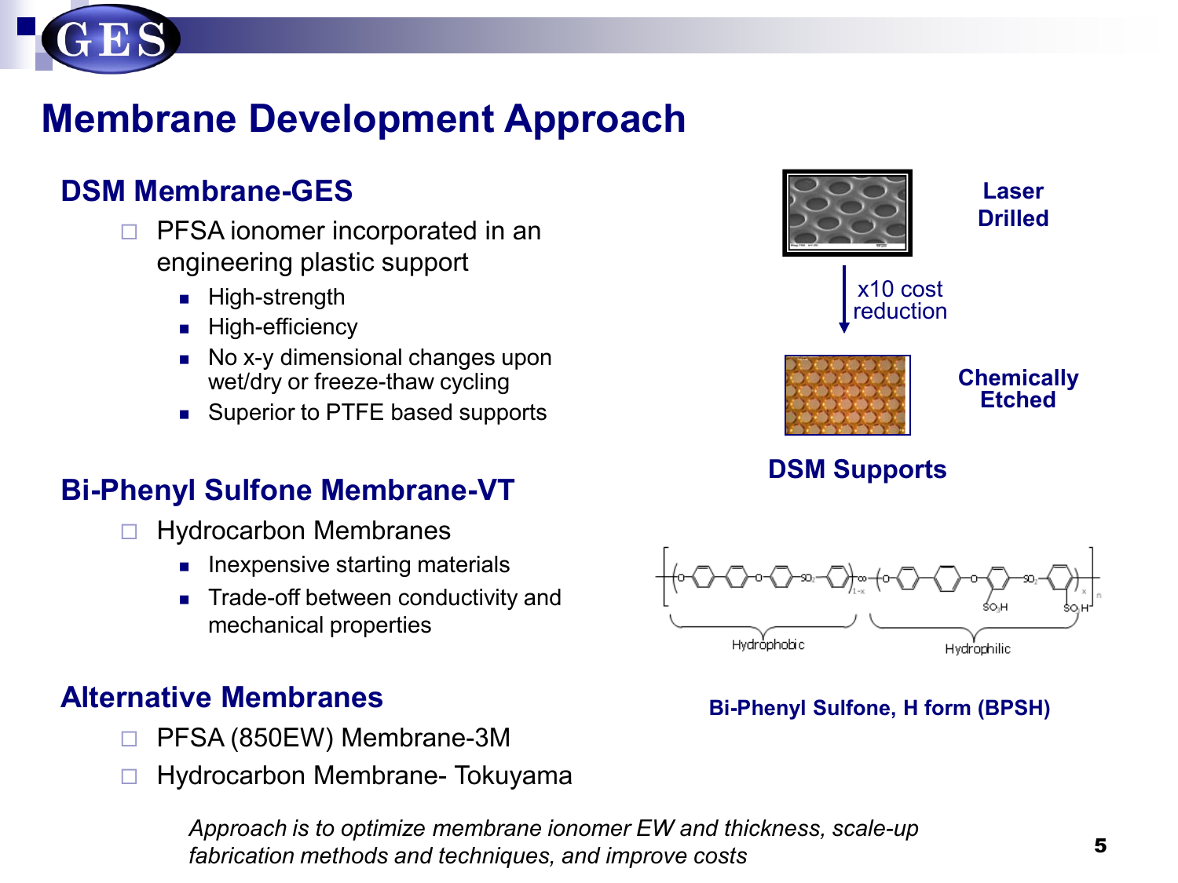# Membrane Development Approach

## DSM Membrane-GES

- PFSA ionomer incorporated in an engineering plastic support
  - High-strength
  - High-efficiency
  - No x-y dimensional changes upon wet/dry or freeze-thaw cycling
  - Superior to PTFE based supports

Laser Drilled

x10 cost reduction

Chemically Etched

**DSM Supports**

## Bi-Phenyl Sulfone Membrane-VT

- Hydrocarbon Membranes
  - Inexpensive starting materials
  - Trade-off between conductivity and mechanical properties

Hydrophobic

Hydrophilic

**Bi-Phenyl Sulfone, H form (BPSH)**

## Alternative Membranes

- PFSA (850EW) Membrane-3M
- Hydrocarbon Membrane- Tokuyama

*Approach is to optimize membrane ionomer EW and thickness, scale-up fabrication methods and techniques, and improve costs*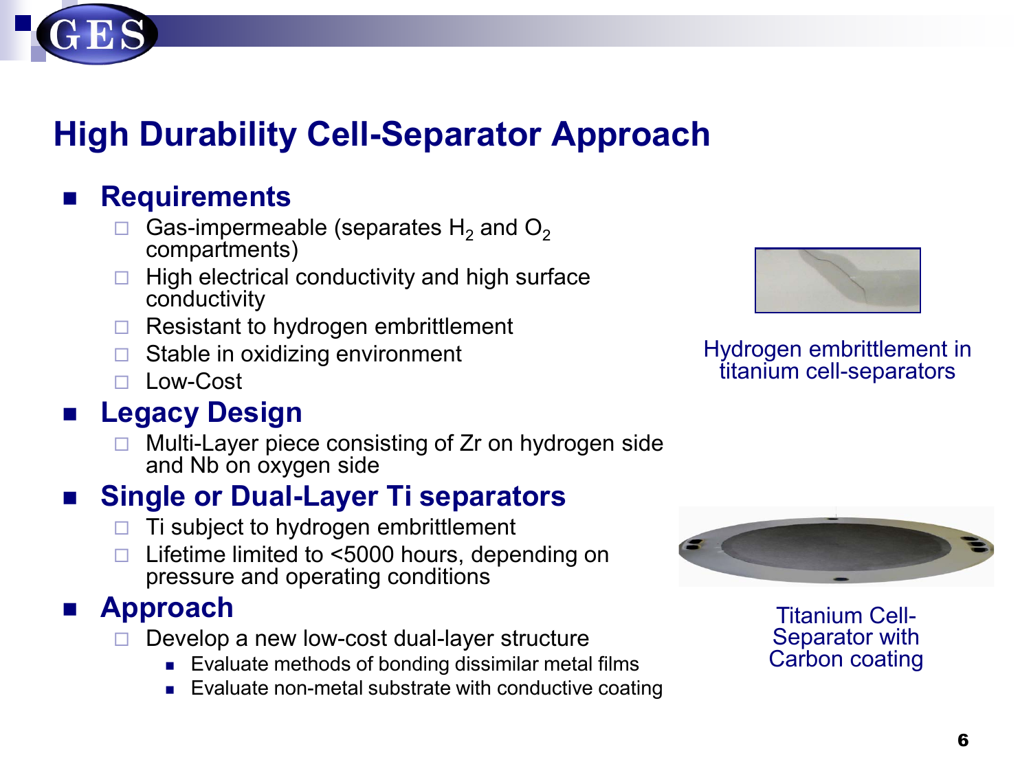# High Durability Cell-Separator Approach

- **Requirements**
  - Gas-impermeable (separates $H_2$ and $O_2$ compartments)
  - High electrical conductivity and high surface conductivity
  - Resistant to hydrogen embrittlement
  - Stable in oxidizing environment
  - Low-Cost
- **Legacy Design**
  - Multi-Layer piece consisting of Zr on hydrogen side and Nb on oxygen side
- **Single or Dual-Layer Ti separators**
  - Ti subject to hydrogen embrittlement
  - Lifetime limited to <5000 hours, depending on pressure and operating conditions
- **Approach**
  - Develop a new low-cost dual-layer structure
    - Evaluate methods of bonding dissimilar metal films
    - Evaluate non-metal substrate with conductive coating

Hydrogen embrittlement in titanium cell-separators

Titanium Cell-Separator with Carbon coating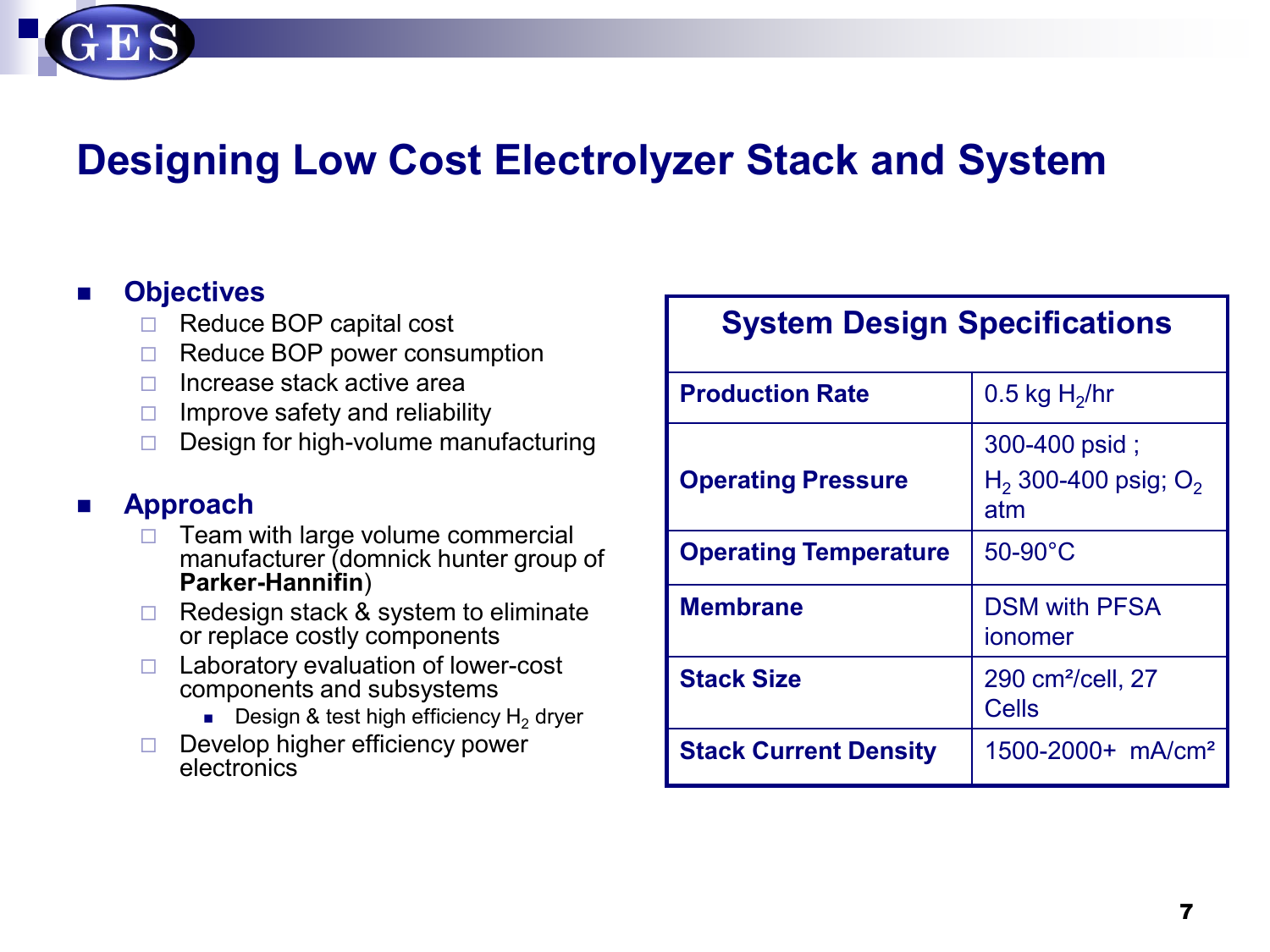# Designing Low Cost Electrolyzer Stack and System

- **Objectives**
  - Reduce BOP capital cost
  - Reduce BOP power consumption
  - Increase stack active area
  - Improve safety and reliability
  - Design for high-volume manufacturing

- **Approach**
  - Team with large volume commercial manufacturer (domnick hunter group of **Parker-Hannifin**)
  - Redesign stack & system to eliminate or replace costly components
  - Laboratory evaluation of lower-cost components and subsystems
    - Design & test high efficiency $H_2$ dryer
  - Develop higher efficiency power electronics

| System Design Specifications | |
|---|---|
| **Production Rate** | 0.5 kg $H_2$/hr |
| **Operating Pressure** | 300-400 psid ; $H_2$ 300-400 psig; $O_2$ atm |
| **Operating Temperature** | 50-90°C |
| **Membrane** | DSM with PFSA ionomer |
| **Stack Size** | 290 cm²/cell, 27 Cells |
| **Stack Current Density** | 1500-2000+ mA/cm² |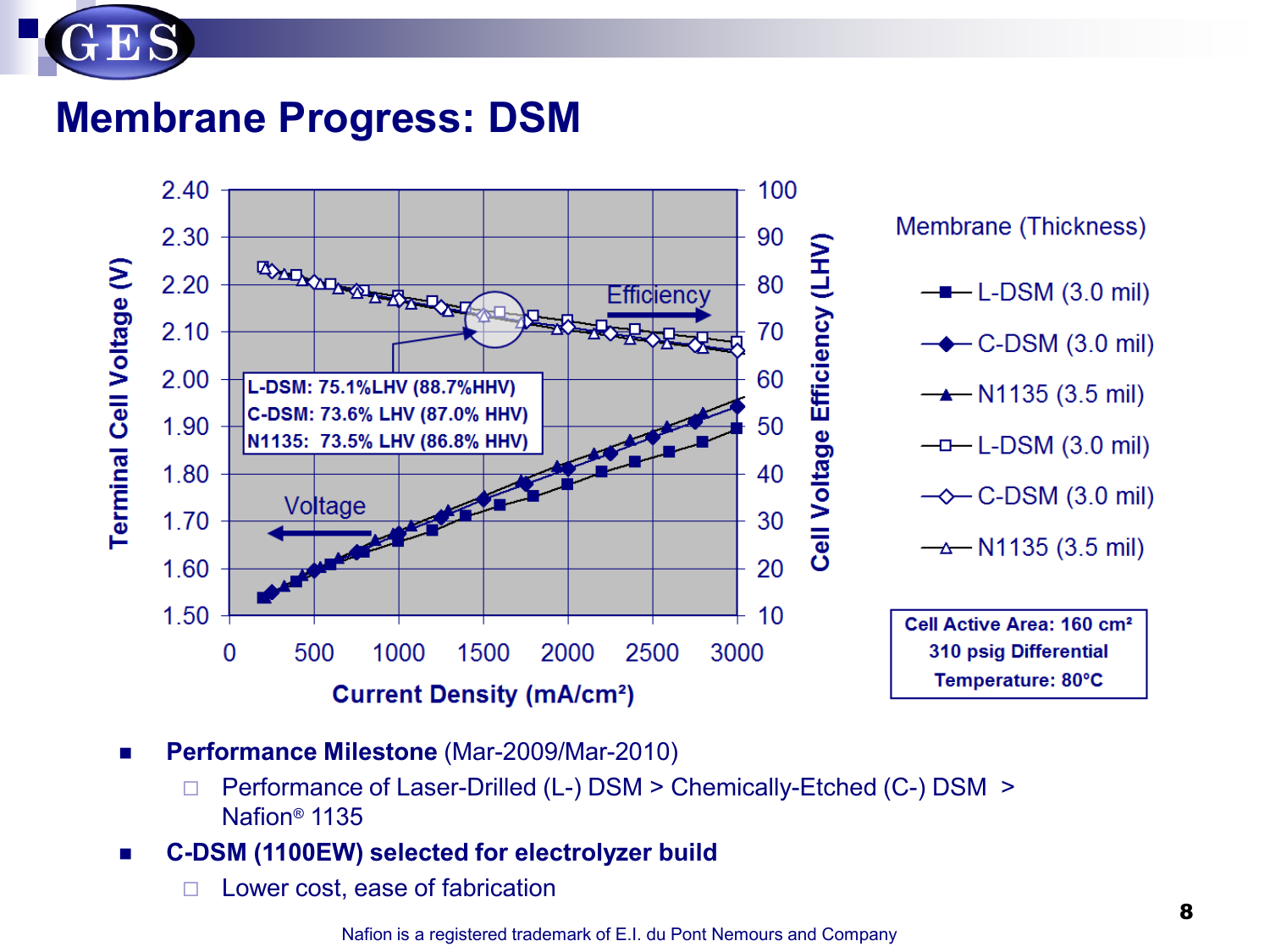# Membrane Progress: DSM

Terminal Cell Voltage (V)

2.40
2.30
2.20
2.10
2.00
1.90
1.80
1.70
1.60
1.50

Cell Voltage Efficiency (LHV)

100
90
80
70
60
50
40
30
20
10

Current Density (mA/cm²)

0
500
1000
1500
2000
2500
3000

Efficiency

Voltage

L-DSM: 75.1%LHV (88.7%HHV)
C-DSM: 73.6% LHV (87.0% HHV)
N1135: 73.5% LHV (86.8% HHV)

Membrane (Thickness)

L-DSM (3.0 mil)
C-DSM (3.0 mil)
N1135 (3.5 mil)
L-DSM (3.0 mil)
C-DSM (3.0 mil)
N1135 (3.5 mil)

Cell Active Area: 160 cm²
310 psig Differential
Temperature: 80°C

- **Performance Milestone** (Mar-2009/Mar-2010)
  - Performance of Laser-Drilled (L-) DSM > Chemically-Etched (C-) DSM > Nafion® 1135
- **C-DSM (1100EW) selected for electrolyzer build**
  - Lower cost, ease of fabrication

Nafion is a registered trademark of E.I. du Pont Nemours and Company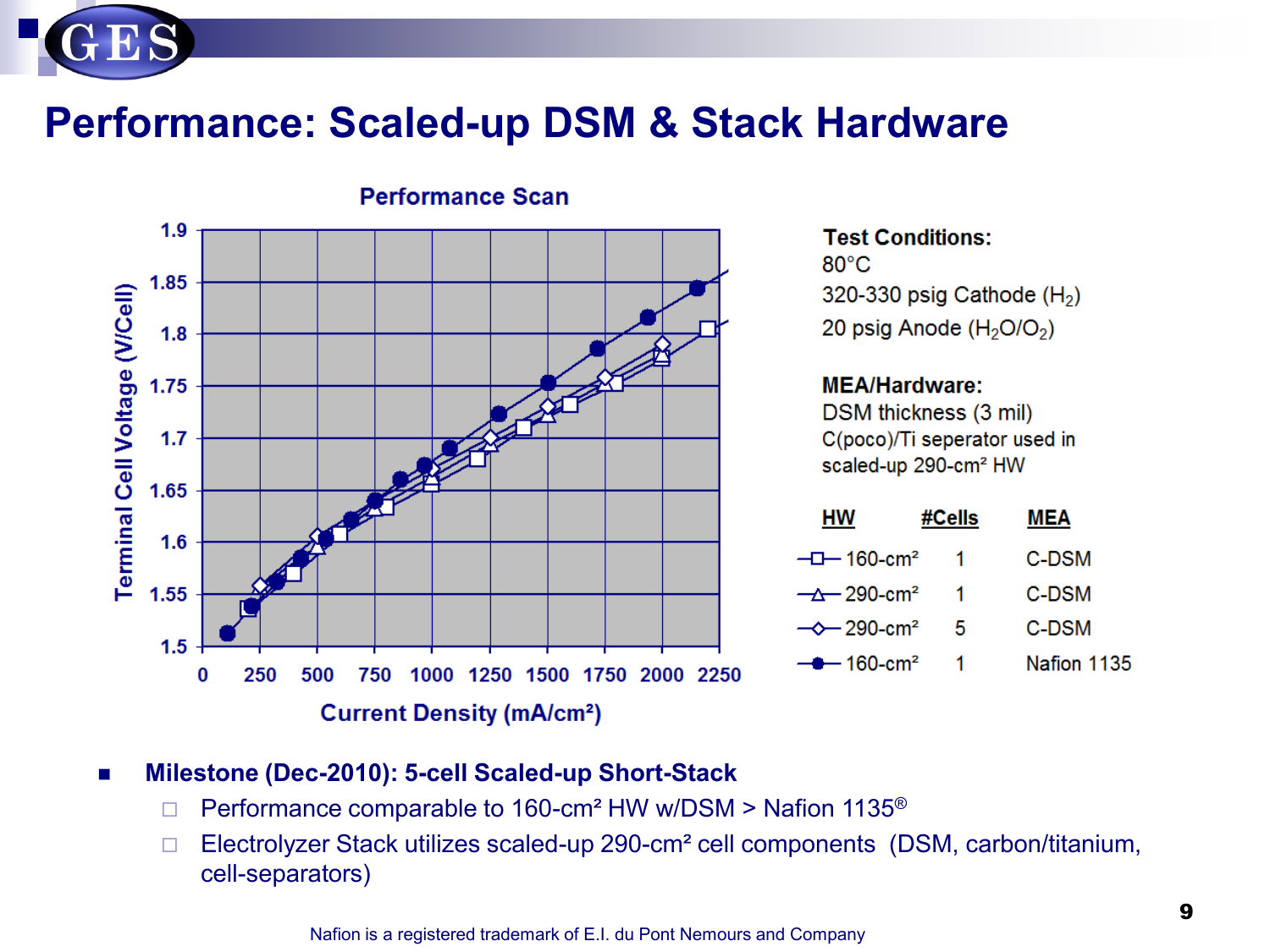# Performance: Scaled-up DSM & Stack Hardware

Performance Scan

Terminal Cell Voltage (V/Cell)

1.9
1.85
1.8
1.75
1.7
1.65
1.6
1.55
1.5

0 250 500 750 1000 1250 1500 1750 2000 2250

Current Density (mA/cm²)

**Test Conditions:**
80°C
320-330 psig Cathode ($H_2$)
20 psig Anode ($H_2O/O_2$)

**MEA/Hardware:**
DSM thickness (3 mil)
C(poco)/Ti seperator used in scaled-up 290-cm² HW

| HW | #Cells | MEA |
|---|---|---|
| 160-cm² | 1 | C-DSM |
| 290-cm² | 1 | C-DSM |
| 290-cm² | 5 | C-DSM |
| 160-cm² | 1 | Nafion 1135 |

- **Milestone (Dec-2010): 5-cell Scaled-up Short-Stack**
  - Performance comparable to 160-cm² HW w/DSM > Nafion 1135®
  - Electrolyzer Stack utilizes scaled-up 290-cm² cell components (DSM, carbon/titanium, cell-separators)

Nafion is a registered trademark of E.I. du Pont Nemours and Company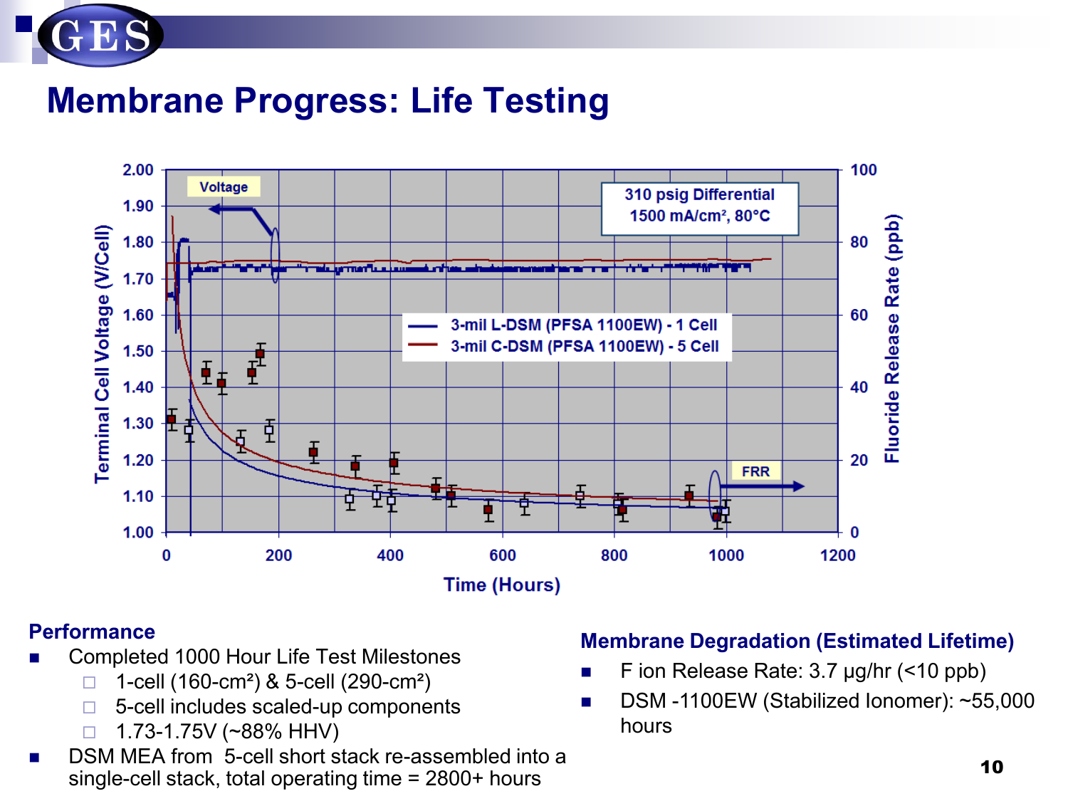# Membrane Progress: Life Testing

Voltage

310 psig Differential
1500 mA/cm², 80°C

3-mil L-DSM (PFSA 1100EW) - 1 Cell
3-mil C-DSM (PFSA 1100EW) - 5 Cell

FRR

Terminal Cell Voltage (V/Cell)

2.00
1.90
1.80
1.70
1.60
1.50
1.40
1.30
1.20
1.10
1.00

Fluoride Release Rate (ppb)

100
80
60
40
20
0

0 200 400 600 800 1000 1200

Time (Hours)

**Performance**

- Completed 1000 Hour Life Test Milestones
  - 1-cell (160-cm²) & 5-cell (290-cm²)
  - 5-cell includes scaled-up components
  - 1.73-1.75V (~88% HHV)
- DSM MEA from 5-cell short stack re-assembled into a single-cell stack, total operating time = 2800+ hours

**Membrane Degradation (Estimated Lifetime)**

- F ion Release Rate: 3.7 μg/hr (<10 ppb)
- DSM -1100EW (Stabilized Ionomer): ~55,000 hours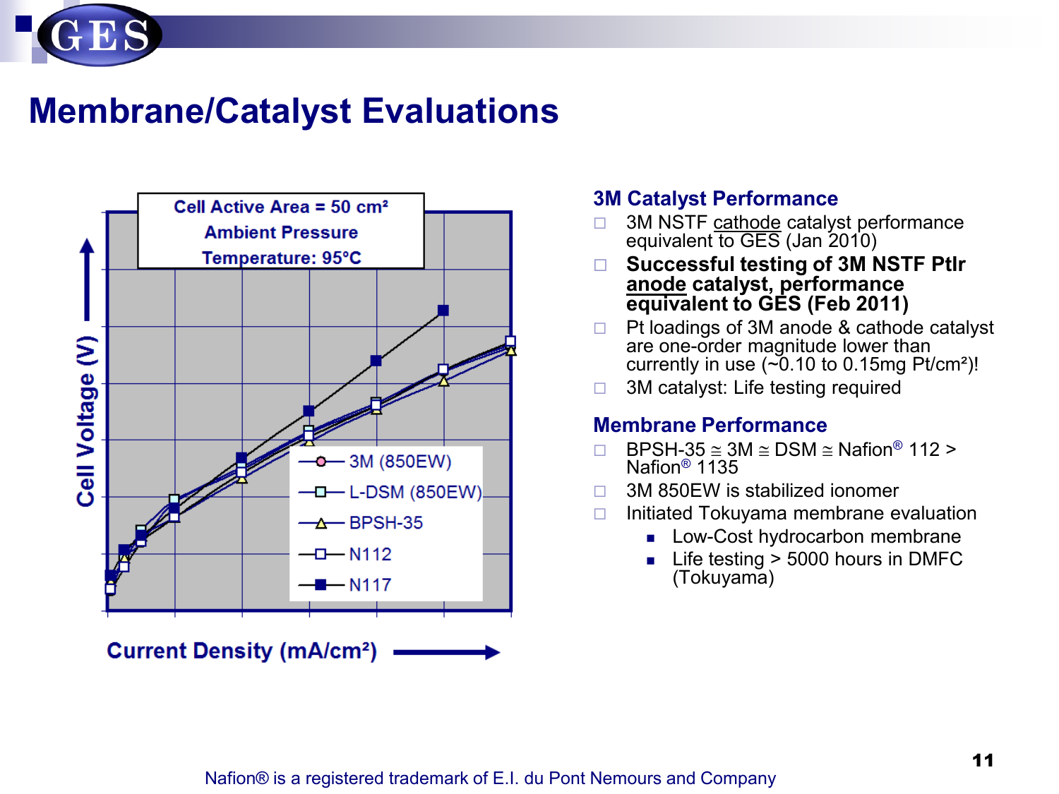# Membrane/Catalyst Evaluations

Cell Active Area = 50 cm²

Ambient Pressure

Temperature: 95°C

Cell Voltage (V)

Current Density (mA/cm²)

3M (850EW)

L-DSM (850EW)

BPSH-35

N112

N117

### 3M Catalyst Performance

- 3M NSTF cathode catalyst performance equivalent to GES (Jan 2010)
- **Successful testing of 3M NSTF PtIr anode catalyst, performance equivalent to GES (Feb 2011)**
- Pt loadings of 3M anode & cathode catalyst are one-order magnitude lower than currently in use (~0.10 to 0.15mg Pt/cm²)!
- 3M catalyst: Life testing required

### Membrane Performance

- BPSH-35 ≅ 3M ≅ DSM ≅ Nafion® 112 > Nafion® 1135
- 3M 850EW is stabilized ionomer
- Initiated Tokuyama membrane evaluation
  - Low-Cost hydrocarbon membrane
  - Life testing > 5000 hours in DMFC (Tokuyama)

Nafion® is a registered trademark of E.I. du Pont Nemours and Company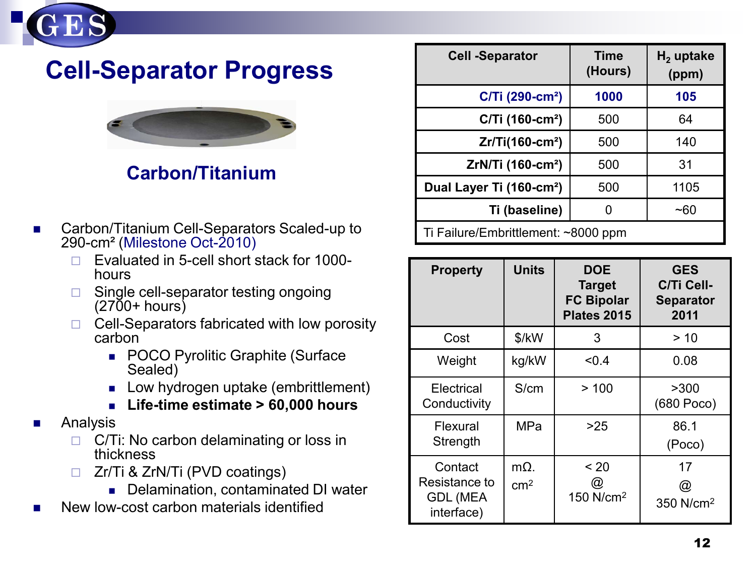# Cell-Separator Progress

**Carbon/Titanium**

- Carbon/Titanium Cell-Separators Scaled-up to 290-cm² (Milestone Oct-2010)
  - Evaluated in 5-cell short stack for 1000-hours
  - Single cell-separator testing ongoing (2700+ hours)
  - Cell-Separators fabricated with low porosity carbon
    - POCO Pyrolitic Graphite (Surface Sealed)
    - Low hydrogen uptake (embrittlement)
    - **Life-time estimate > 60,000 hours**
- Analysis
  - C/Ti: No carbon delaminating or loss in thickness
  - Zr/Ti & ZrN/Ti (PVD coatings)
    - Delamination, contaminated DI water
- New low-cost carbon materials identified

| Cell -Separator | Time (Hours) | $H_2$ uptake (ppm) |
|---|---|---|
| **C/Ti (290-cm²)** | **1000** | **105** |
| **C/Ti (160-cm²)** | 500 | 64 |
| **Zr/Ti(160-cm²)** | 500 | 140 |
| **ZrN/Ti (160-cm²)** | 500 | 31 |
| **Dual Layer Ti (160-cm²)** | 500 | 1105 |
| **Ti (baseline)** | 0 | ~60 |
| Ti Failure/Embrittlement: ~8000 ppm | | |

| Property | Units | DOE Target FC Bipolar Plates 2015 | GES C/Ti Cell-Separator 2011 |
|---|---|---|---|
| Cost | $/kW | 3 | > 10 |
| Weight | kg/kW | <0.4 | 0.08 |
| Electrical Conductivity | S/cm | > 100 | >300 (680 Poco) |
| Flexural Strength | MPa | >25 | 86.1 (Poco) |
| Contact Resistance to GDL (MEA interface) | mΩ. cm² | < 20 @ 150 N/cm² | 17 @ 350 N/cm² |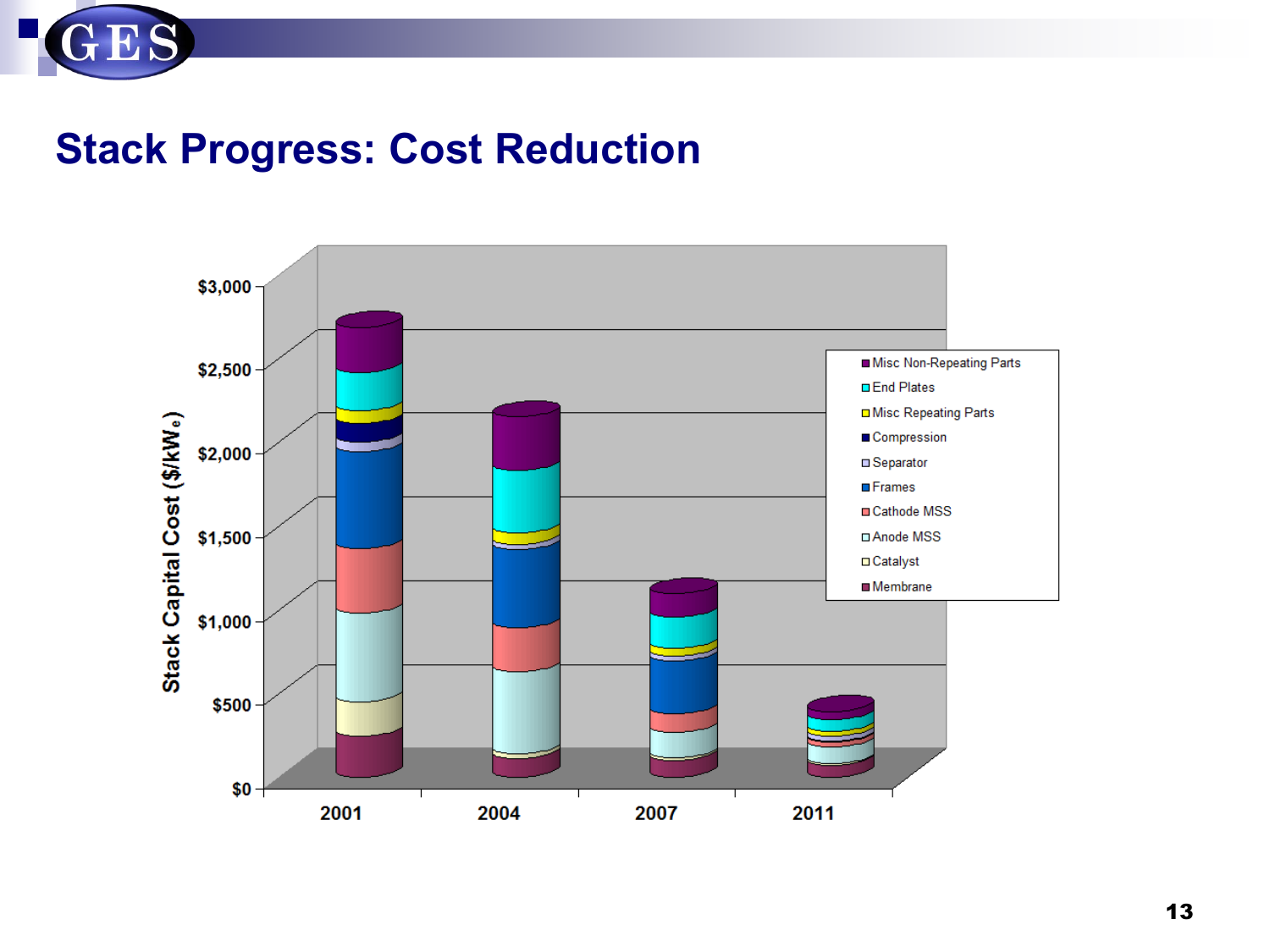## Stack Progress: Cost Reduction

Stack Capital Cost ($/kWₑ)

| | 2001 | 2004 | 2007 | 2011 |
|---|---|---|---|---|

$3,000 · $2,500 · $2,000 · $1,500 · $1,000 · $500 · $0

Legend: Misc Non-Repeating Parts, End Plates, Misc Repeating Parts, Compression, Separator, Frames, Cathode MSS, Anode MSS, Catalyst, Membrane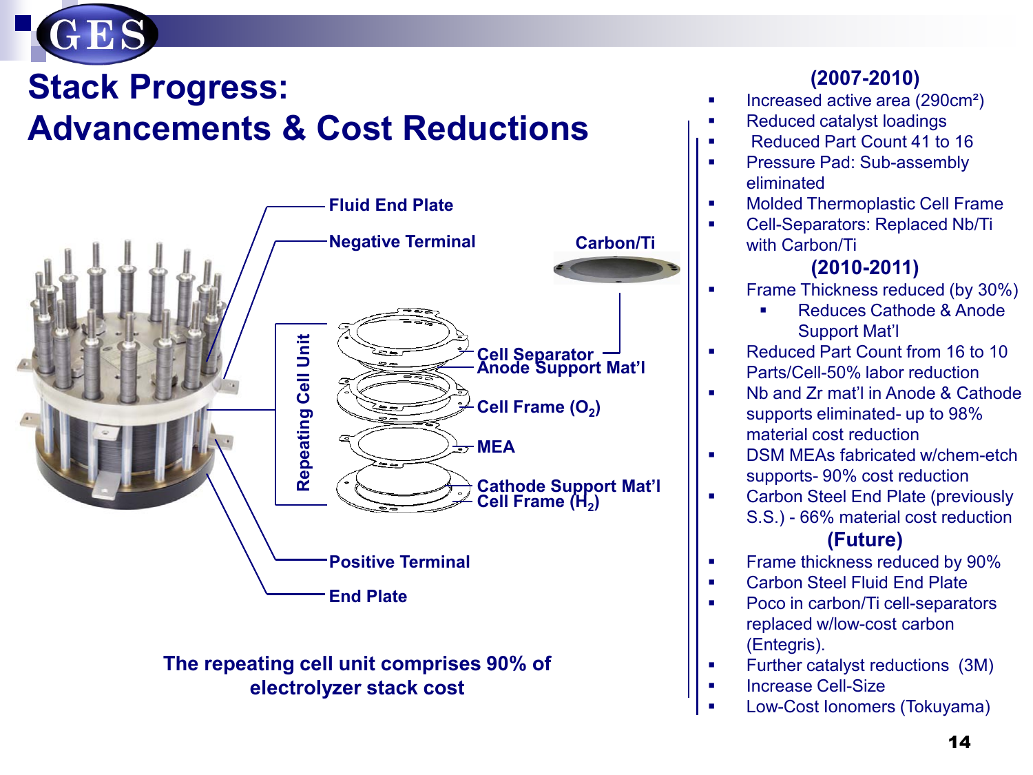# Stack Progress: Advancements & Cost Reductions

Fluid End Plate

Negative Terminal

Carbon/Ti

Repeating Cell Unit

Cell Separator

Anode Support Mat'l

Cell Frame ($O_2$)

MEA

Cathode Support Mat'l

Cell Frame ($H_2$)

Positive Terminal

End Plate

**The repeating cell unit comprises 90% of electrolyzer stack cost**

### (2007-2010)

- Increased active area (290cm²)
- Reduced catalyst loadings
- Reduced Part Count 41 to 16
- Pressure Pad: Sub-assembly eliminated
- Molded Thermoplastic Cell Frame
- Cell-Separators: Replaced Nb/Ti with Carbon/Ti

### (2010-2011)

- Frame Thickness reduced (by 30%)
  - Reduces Cathode & Anode Support Mat'l
- Reduced Part Count from 16 to 10 Parts/Cell-50% labor reduction
- Nb and Zr mat'l in Anode & Cathode supports eliminated- up to 98% material cost reduction
- DSM MEAs fabricated w/chem-etch supports- 90% cost reduction
- Carbon Steel End Plate (previously S.S.) - 66% material cost reduction

### (Future)

- Frame thickness reduced by 90%
- Carbon Steel Fluid End Plate
- Poco in carbon/Ti cell-separators replaced w/low-cost carbon (Entegris).
- Further catalyst reductions (3M)
- Increase Cell-Size
- Low-Cost Ionomers (Tokuyama)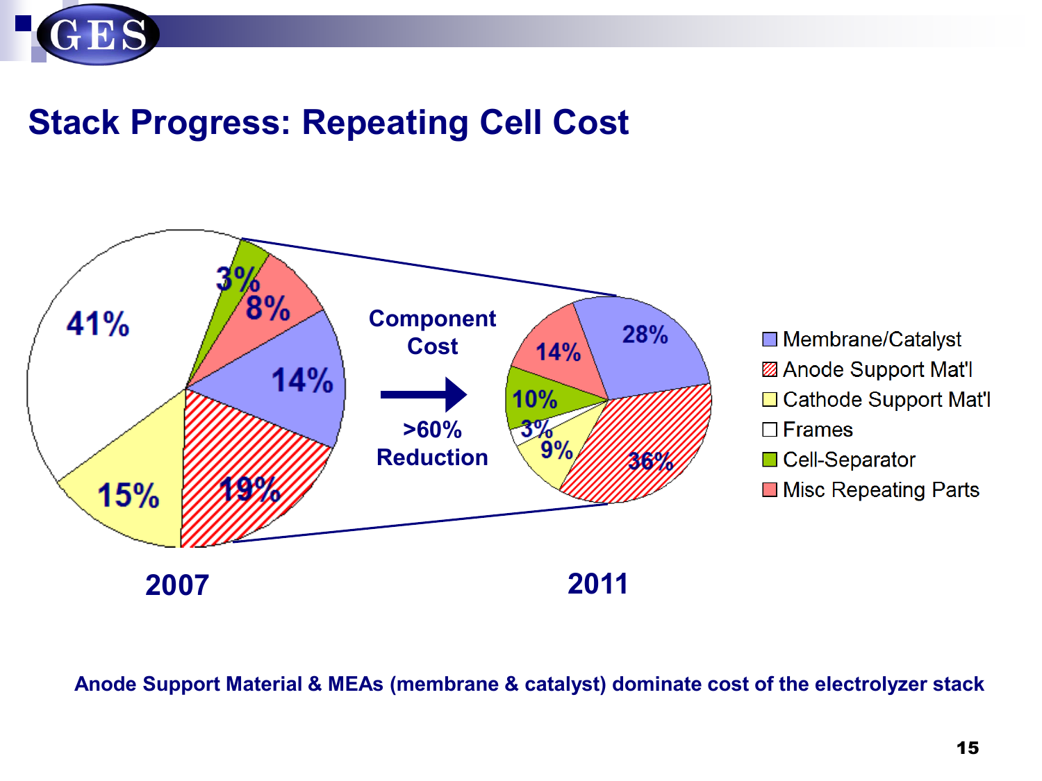## Stack Progress: Repeating Cell Cost

41%
3%
8%
14%
15%
19%

Component Cost

>60% Reduction

14%
28%
10%
3%
9%
36%

2007

2011

Membrane/Catalyst
Anode Support Mat'l
Cathode Support Mat'l
Frames
Cell-Separator
Misc Repeating Parts

**Anode Support Material & MEAs (membrane & catalyst) dominate cost of the electrolyzer stack**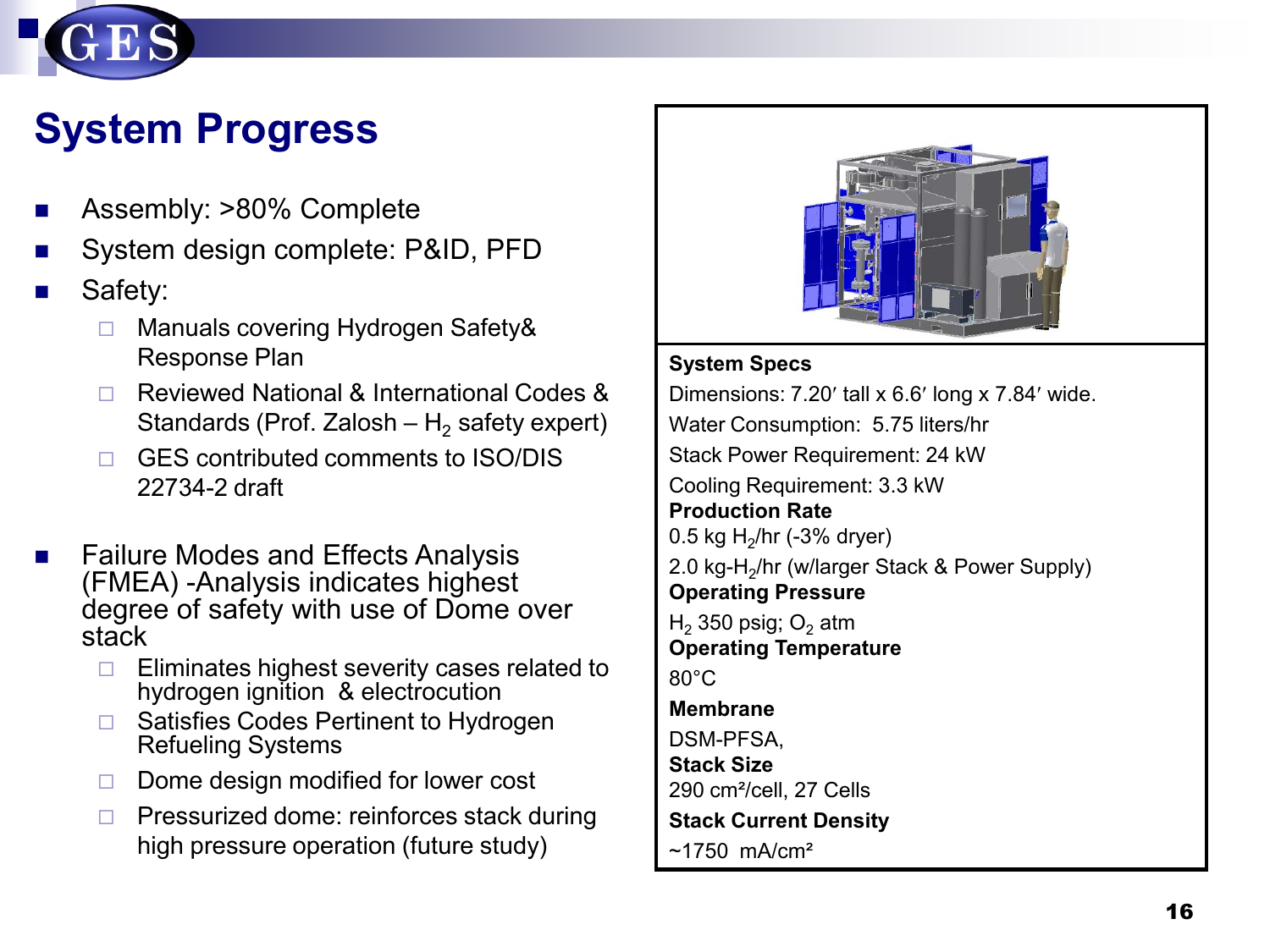# System Progress

- Assembly: >80% Complete
- System design complete: P&ID, PFD
- Safety:
  - Manuals covering Hydrogen Safety& Response Plan
  - Reviewed National & International Codes & Standards (Prof. Zalosh – $H_2$ safety expert)
  - GES contributed comments to ISO/DIS 22734-2 draft
- Failure Modes and Effects Analysis (FMEA) -Analysis indicates highest degree of safety with use of Dome over stack
  - Eliminates highest severity cases related to hydrogen ignition & electrocution
  - Satisfies Codes Pertinent to Hydrogen Refueling Systems
  - Dome design modified for lower cost
  - Pressurized dome: reinforces stack during high pressure operation (future study)

**System Specs**

Dimensions: 7.20′ tall x 6.6′ long x 7.84′ wide.

Water Consumption: 5.75 liters/hr

Stack Power Requirement: 24 kW

Cooling Requirement: 3.3 kW

**Production Rate**

0.5 kg $H_2$/hr (-3% dryer)

2.0 kg-$H_2$/hr (w/larger Stack & Power Supply)

**Operating Pressure**

$H_2$ 350 psig; $O_2$ atm

**Operating Temperature**

80°C

**Membrane**

DSM-PFSA,

**Stack Size**

290 cm²/cell, 27 Cells

**Stack Current Density**

~1750 mA/cm²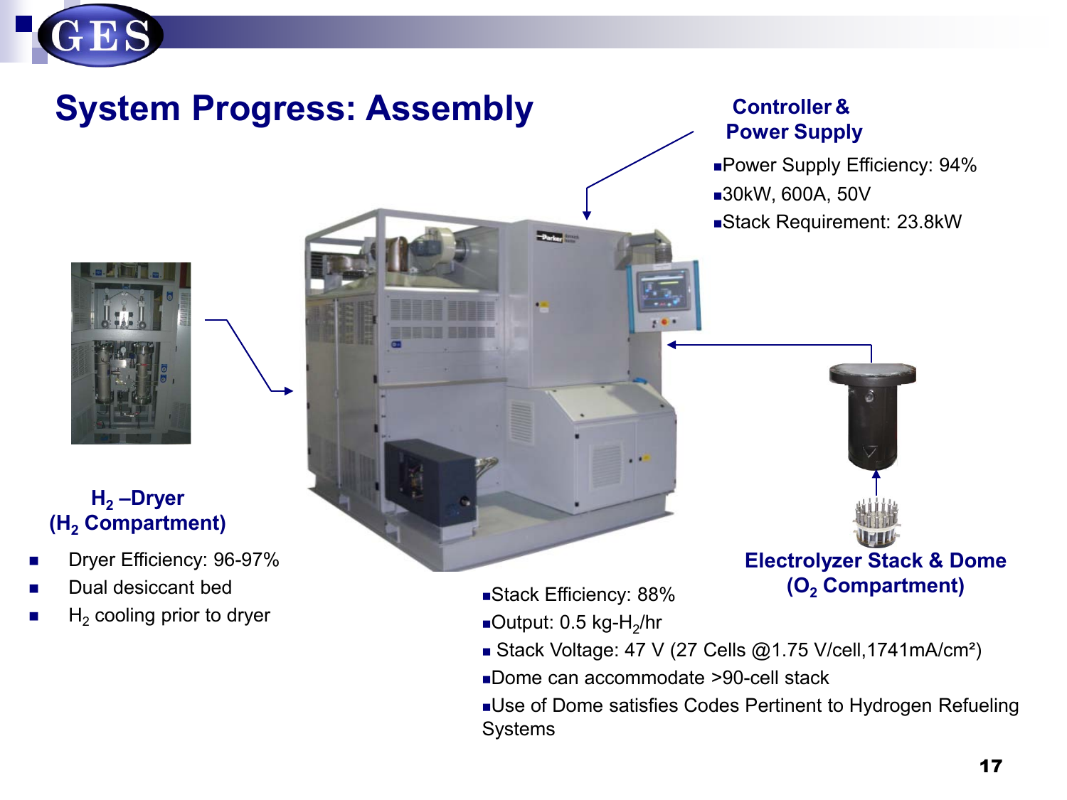# System Progress: Assembly

### Controller & Power Supply

- Power Supply Efficiency: 94%
- 30kW, 600A, 50V
- Stack Requirement: 23.8kW

### $H_2$ –Dryer ($H_2$ Compartment)

- Dryer Efficiency: 96-97%
- Dual desiccant bed
- $H_2$ cooling prior to dryer

### Electrolyzer Stack & Dome ($O_2$ Compartment)

- Stack Efficiency: 88%
- Output: 0.5 kg-$H_2$/hr
- Stack Voltage: 47 V (27 Cells @1.75 V/cell,1741mA/cm²)
- Dome can accommodate >90-cell stack
- Use of Dome satisfies Codes Pertinent to Hydrogen Refueling Systems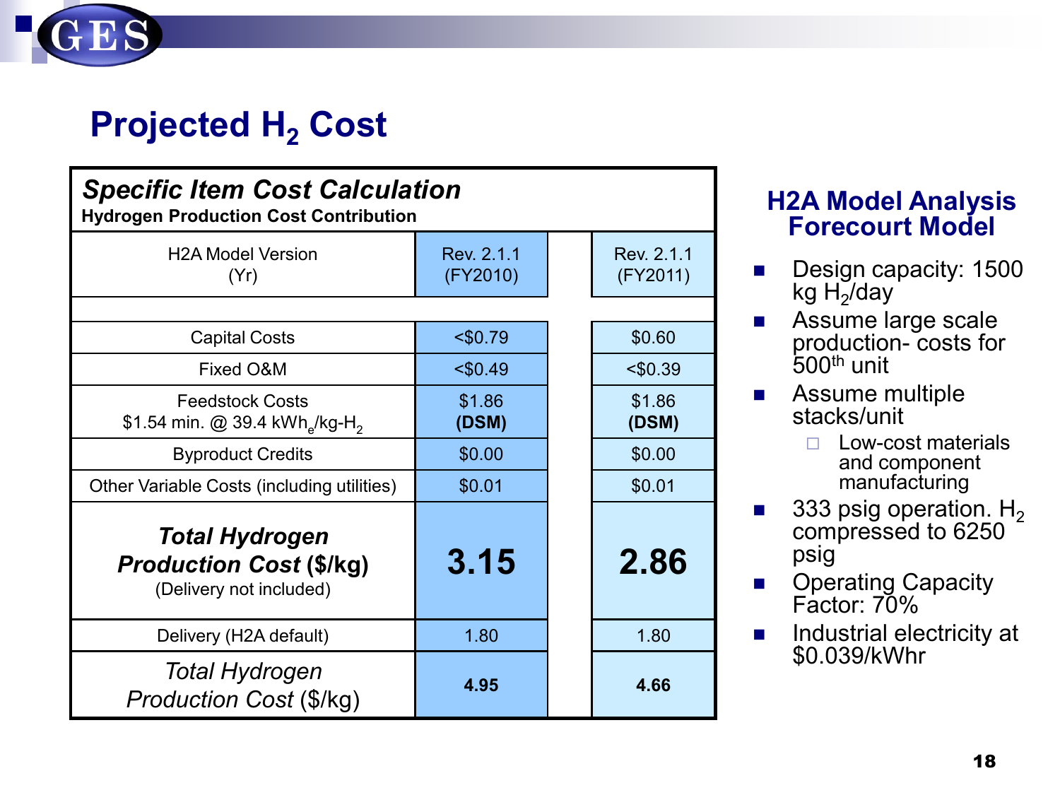# Projected $H_2$ Cost

| *Specific Item Cost Calculation* **Hydrogen Production Cost Contribution** | | |
|---|---|---|
| H2A Model Version (Yr) | Rev. 2.1.1 (FY2010) | Rev. 2.1.1 (FY2011) |
| | | |
| Capital Costs | <$0.79 | $0.60 |
| Fixed O&M | <$0.49 | <$0.39 |
| Feedstock Costs $1.54 min. @ 39.4 $kWh_e/kg\text{-}H_2$ | $1.86 **(DSM)** | $1.86 **(DSM)** |
| Byproduct Credits | $0.00 | $0.00 |
| Other Variable Costs (including utilities) | $0.01 | $0.01 |
| ***Total Hydrogen Production Cost* ($/kg)** (Delivery not included) | **3.15** | **2.86** |
| Delivery (H2A default) | 1.80 | 1.80 |
| *Total Hydrogen Production Cost* ($/kg) | **4.95** | **4.66** |

## H2A Model Analysis Forecourt Model

- Design capacity: 1500 kg $H_2$/day
- Assume large scale production- costs for 500th unit
- Assume multiple stacks/unit
  - Low-cost materials and component manufacturing
- 333 psig operation. $H_2$ compressed to 6250 psig
- Operating Capacity Factor: 70%
- Industrial electricity at $0.039/kWhr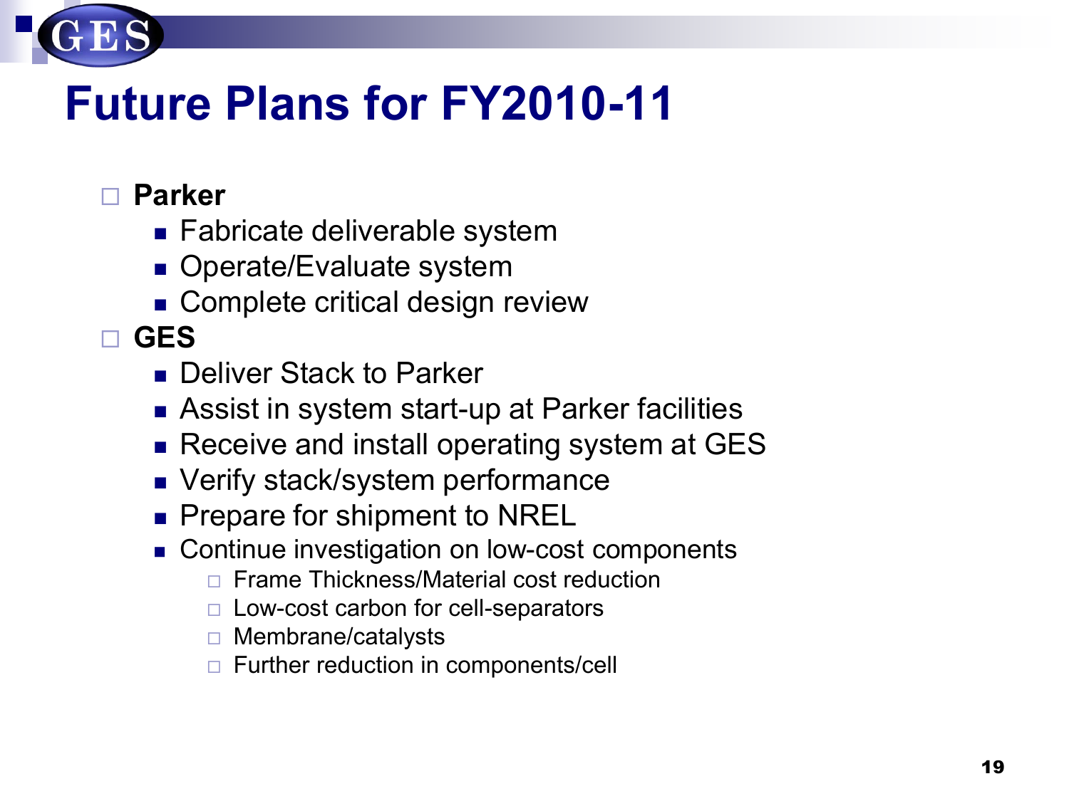# Future Plans for FY2010-11

- **Parker**
  - Fabricate deliverable system
  - Operate/Evaluate system
  - Complete critical design review
- **GES**
  - Deliver Stack to Parker
  - Assist in system start-up at Parker facilities
  - Receive and install operating system at GES
  - Verify stack/system performance
  - Prepare for shipment to NREL
  - Continue investigation on low-cost components
    - Frame Thickness/Material cost reduction
    - Low-cost carbon for cell-separators
    - Membrane/catalysts
    - Further reduction in components/cell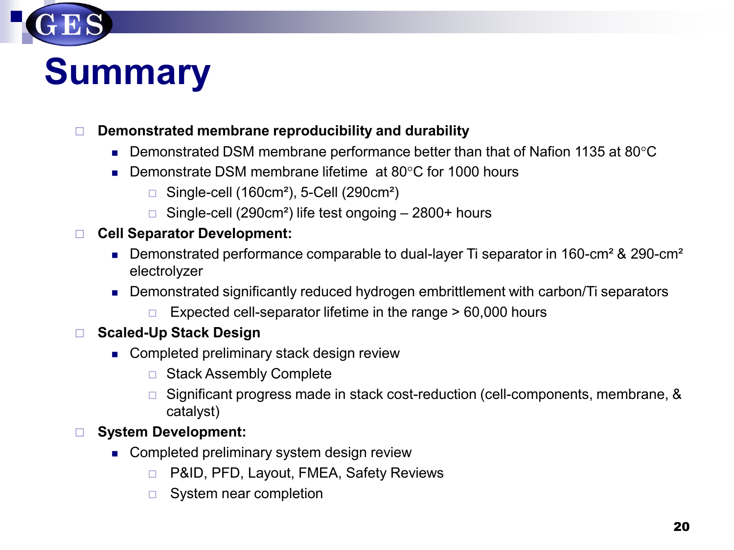# Summary

- **Demonstrated membrane reproducibility and durability**
  - Demonstrated DSM membrane performance better than that of Nafion 1135 at 80°C
  - Demonstrate DSM membrane lifetime at 80°C for 1000 hours
    - Single-cell (160cm²), 5-Cell (290cm²)
    - Single-cell (290cm²) life test ongoing – 2800+ hours
- **Cell Separator Development:**
  - Demonstrated performance comparable to dual-layer Ti separator in 160-cm² & 290-cm² electrolyzer
  - Demonstrated significantly reduced hydrogen embrittlement with carbon/Ti separators
    - Expected cell-separator lifetime in the range > 60,000 hours
- **Scaled-Up Stack Design**
  - Completed preliminary stack design review
    - Stack Assembly Complete
    - Significant progress made in stack cost-reduction (cell-components, membrane, & catalyst)
- **System Development:**
  - Completed preliminary system design review
    - P&ID, PFD, Layout, FMEA, Safety Reviews
    - System near completion